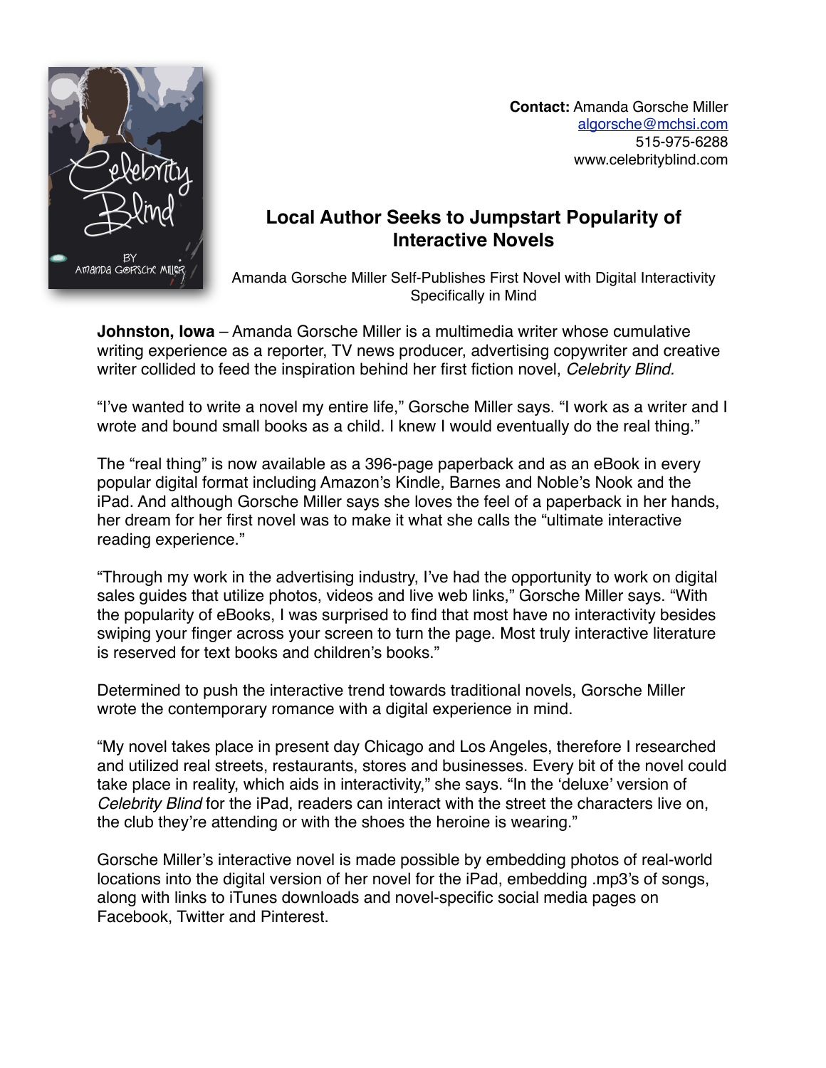**Contact:** Amanda Gorsche Miller
algorsche@mchsi.com
515-975-6288
www.celebrityblind.com

# Local Author Seeks to Jumpstart Popularity of Interactive Novels

Amanda Gorsche Miller Self-Publishes First Novel with Digital Interactivity Specifically in Mind

**Johnston, Iowa** – Amanda Gorsche Miller is a multimedia writer whose cumulative writing experience as a reporter, TV news producer, advertising copywriter and creative writer collided to feed the inspiration behind her first fiction novel, *Celebrity Blind*.

"I've wanted to write a novel my entire life," Gorsche Miller says. "I work as a writer and I wrote and bound small books as a child. I knew I would eventually do the real thing."

The "real thing" is now available as a 396-page paperback and as an eBook in every popular digital format including Amazon's Kindle, Barnes and Noble's Nook and the iPad. And although Gorsche Miller says she loves the feel of a paperback in her hands, her dream for her first novel was to make it what she calls the "ultimate interactive reading experience."

"Through my work in the advertising industry, I've had the opportunity to work on digital sales guides that utilize photos, videos and live web links," Gorsche Miller says. "With the popularity of eBooks, I was surprised to find that most have no interactivity besides swiping your finger across your screen to turn the page. Most truly interactive literature is reserved for text books and children's books."

Determined to push the interactive trend towards traditional novels, Gorsche Miller wrote the contemporary romance with a digital experience in mind.

"My novel takes place in present day Chicago and Los Angeles, therefore I researched and utilized real streets, restaurants, stores and businesses. Every bit of the novel could take place in reality, which aids in interactivity," she says. "In the 'deluxe' version of *Celebrity Blind* for the iPad, readers can interact with the street the characters live on, the club they're attending or with the shoes the heroine is wearing."

Gorsche Miller's interactive novel is made possible by embedding photos of real-world locations into the digital version of her novel for the iPad, embedding .mp3's of songs, along with links to iTunes downloads and novel-specific social media pages on Facebook, Twitter and Pinterest.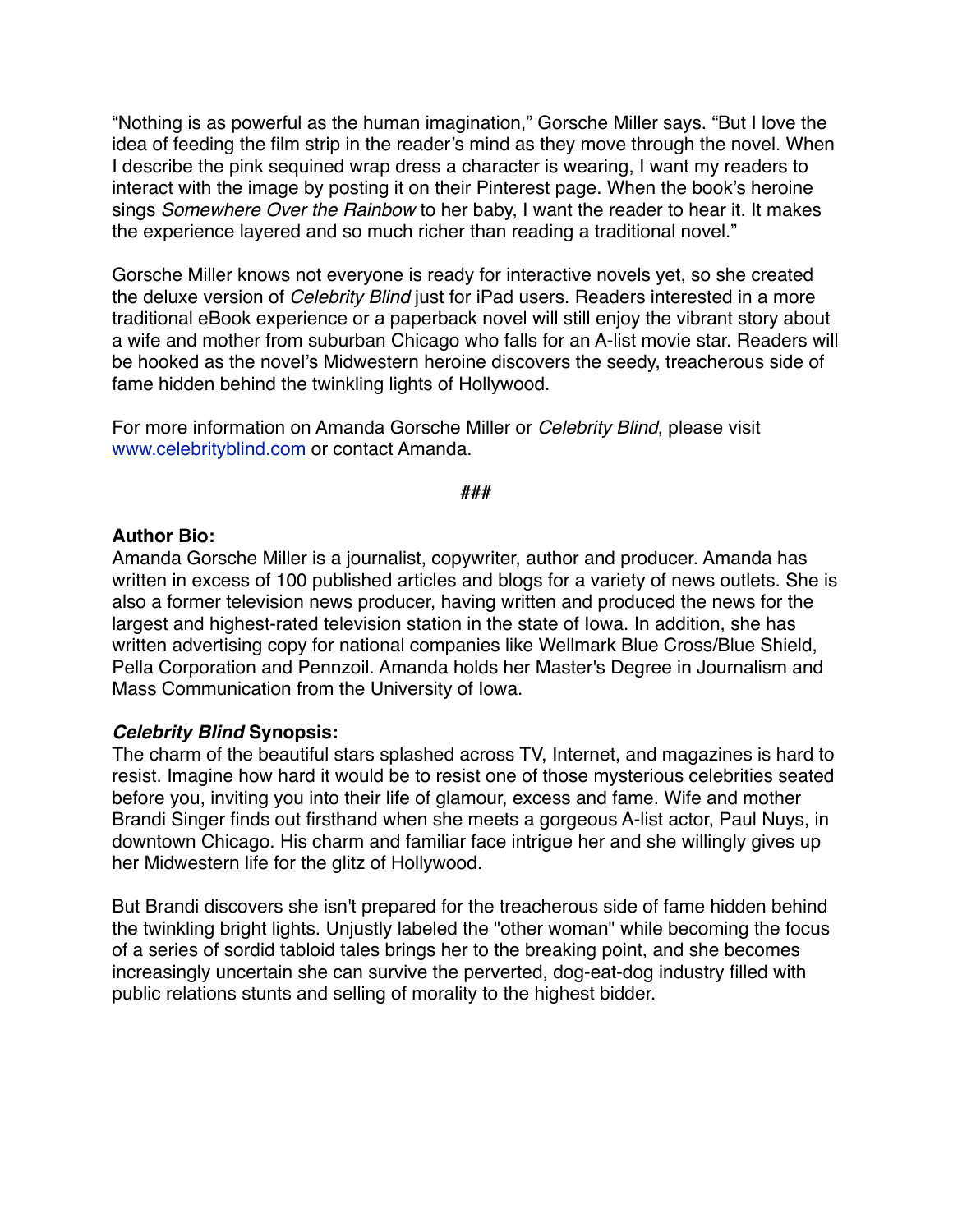“Nothing is as powerful as the human imagination,” Gorsche Miller says. “But I love the idea of feeding the film strip in the reader’s mind as they move through the novel. When I describe the pink sequined wrap dress a character is wearing, I want my readers to interact with the image by posting it on their Pinterest page. When the book’s heroine sings *Somewhere Over the Rainbow* to her baby, I want the reader to hear it. It makes the experience layered and so much richer than reading a traditional novel.”

Gorsche Miller knows not everyone is ready for interactive novels yet, so she created the deluxe version of *Celebrity Blind* just for iPad users. Readers interested in a more traditional eBook experience or a paperback novel will still enjoy the vibrant story about a wife and mother from suburban Chicago who falls for an A-list movie star. Readers will be hooked as the novel’s Midwestern heroine discovers the seedy, treacherous side of fame hidden behind the twinkling lights of Hollywood.

For more information on Amanda Gorsche Miller or *Celebrity Blind*, please visit [www.celebrityblind.com](http://www.celebrityblind.com) or contact Amanda.

***###***

**Author Bio:**
Amanda Gorsche Miller is a journalist, copywriter, author and producer. Amanda has written in excess of 100 published articles and blogs for a variety of news outlets. She is also a former television news producer, having written and produced the news for the largest and highest-rated television station in the state of Iowa. In addition, she has written advertising copy for national companies like Wellmark Blue Cross/Blue Shield, Pella Corporation and Pennzoil. Amanda holds her Master's Degree in Journalism and Mass Communication from the University of Iowa.

***Celebrity Blind* Synopsis:**
The charm of the beautiful stars splashed across TV, Internet, and magazines is hard to resist. Imagine how hard it would be to resist one of those mysterious celebrities seated before you, inviting you into their life of glamour, excess and fame. Wife and mother Brandi Singer finds out firsthand when she meets a gorgeous A-list actor, Paul Nuys, in downtown Chicago. His charm and familiar face intrigue her and she willingly gives up her Midwestern life for the glitz of Hollywood.

But Brandi discovers she isn't prepared for the treacherous side of fame hidden behind the twinkling bright lights. Unjustly labeled the "other woman" while becoming the focus of a series of sordid tabloid tales brings her to the breaking point, and she becomes increasingly uncertain she can survive the perverted, dog-eat-dog industry filled with public relations stunts and selling of morality to the highest bidder.